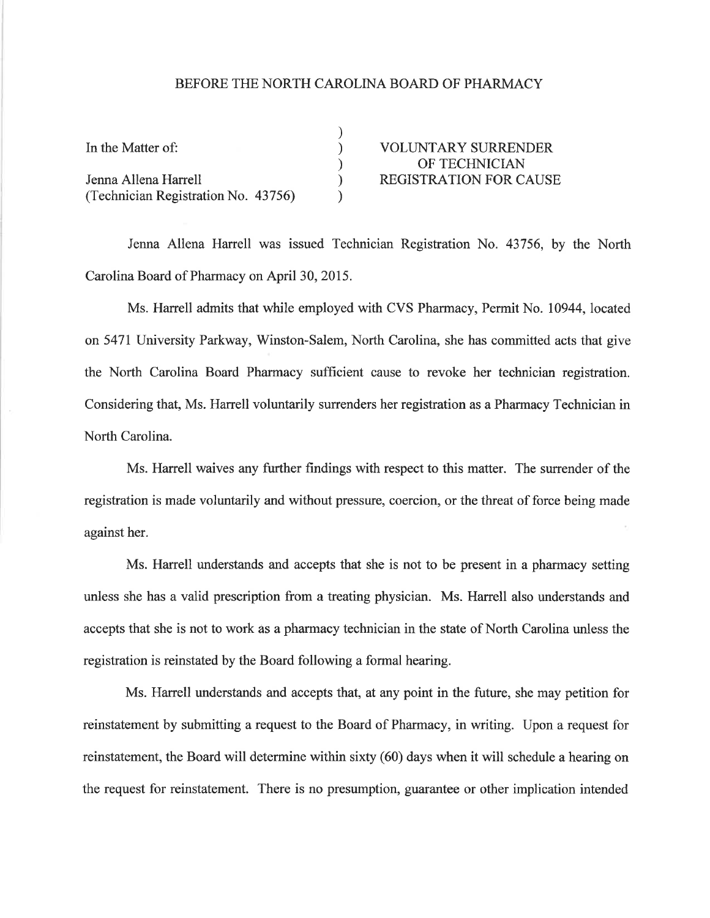BEFORE THE NORTH CAROLINA BOARD OF PHARMACY

| | | |
|---|---|---|
| In the Matter of: | ) | VOLUNTARY SURRENDER |
| | ) | OF TECHNICIAN |
| Jenna Allena Harrell | ) | REGISTRATION FOR CAUSE |
| (Technician Registration No. 43756) | ) | |

Jenna Allena Harrell was issued Technician Registration No. 43756, by the North Carolina Board of Pharmacy on April 30, 2015.

Ms. Harrell admits that while employed with CVS Pharmacy, Permit No. 10944, located on 5471 University Parkway, Winston-Salem, North Carolina, she has committed acts that give the North Carolina Board Pharmacy sufficient cause to revoke her technician registration. Considering that, Ms. Harrell voluntarily surrenders her registration as a Pharmacy Technician in North Carolina.

Ms. Harrell waives any further findings with respect to this matter. The surrender of the registration is made voluntarily and without pressure, coercion, or the threat of force being made against her.

Ms. Harrell understands and accepts that she is not to be present in a pharmacy setting unless she has a valid prescription from a treating physician. Ms. Harrell also understands and accepts that she is not to work as a pharmacy technician in the state of North Carolina unless the registration is reinstated by the Board following a formal hearing.

Ms. Harrell understands and accepts that, at any point in the future, she may petition for reinstatement by submitting a request to the Board of Pharmacy, in writing. Upon a request for reinstatement, the Board will determine within sixty (60) days when it will schedule a hearing on the request for reinstatement. There is no presumption, guarantee or other implication intended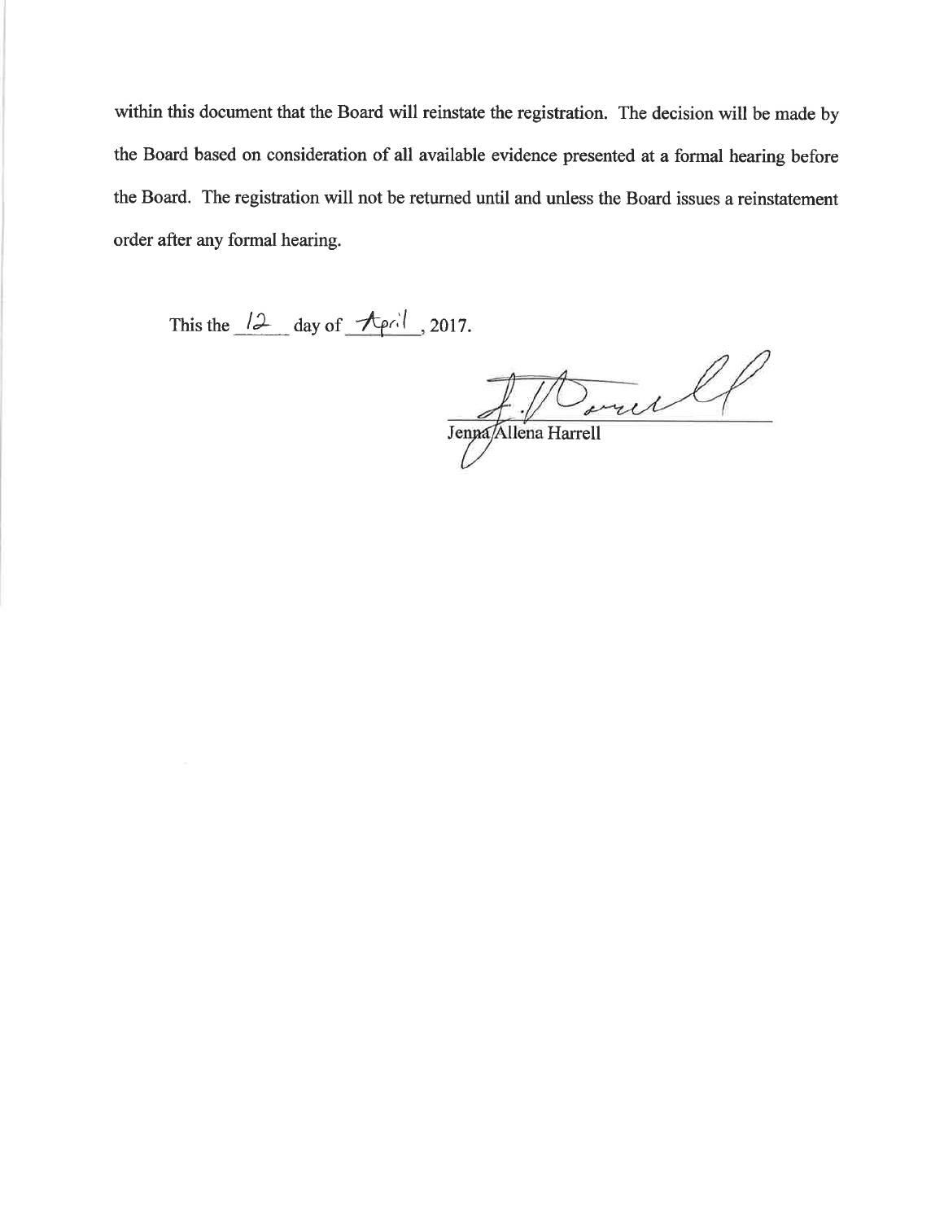within this document that the Board will reinstate the registration. The decision will be made by the Board based on consideration of all available evidence presented at a formal hearing before the Board. The registration will not be returned until and unless the Board issues a reinstatement order after any formal hearing.

This the 12 day of April, 2017.

Jenna Allena Harrell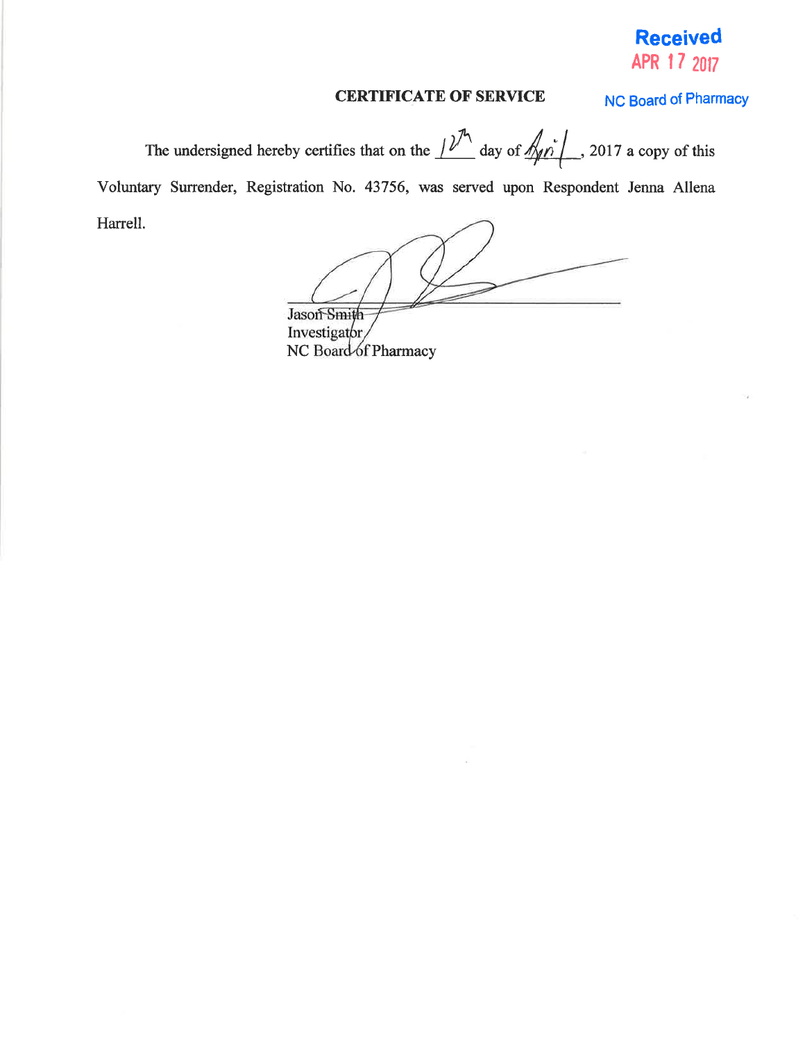Received
APR 17 2017
NC Board of Pharmacy

## CERTIFICATE OF SERVICE

The undersigned hereby certifies that on the 12th day of April, 2017 a copy of this Voluntary Surrender, Registration No. 43756, was served upon Respondent Jenna Allena Harrell.

Jason Smith
Investigator
NC Board of Pharmacy